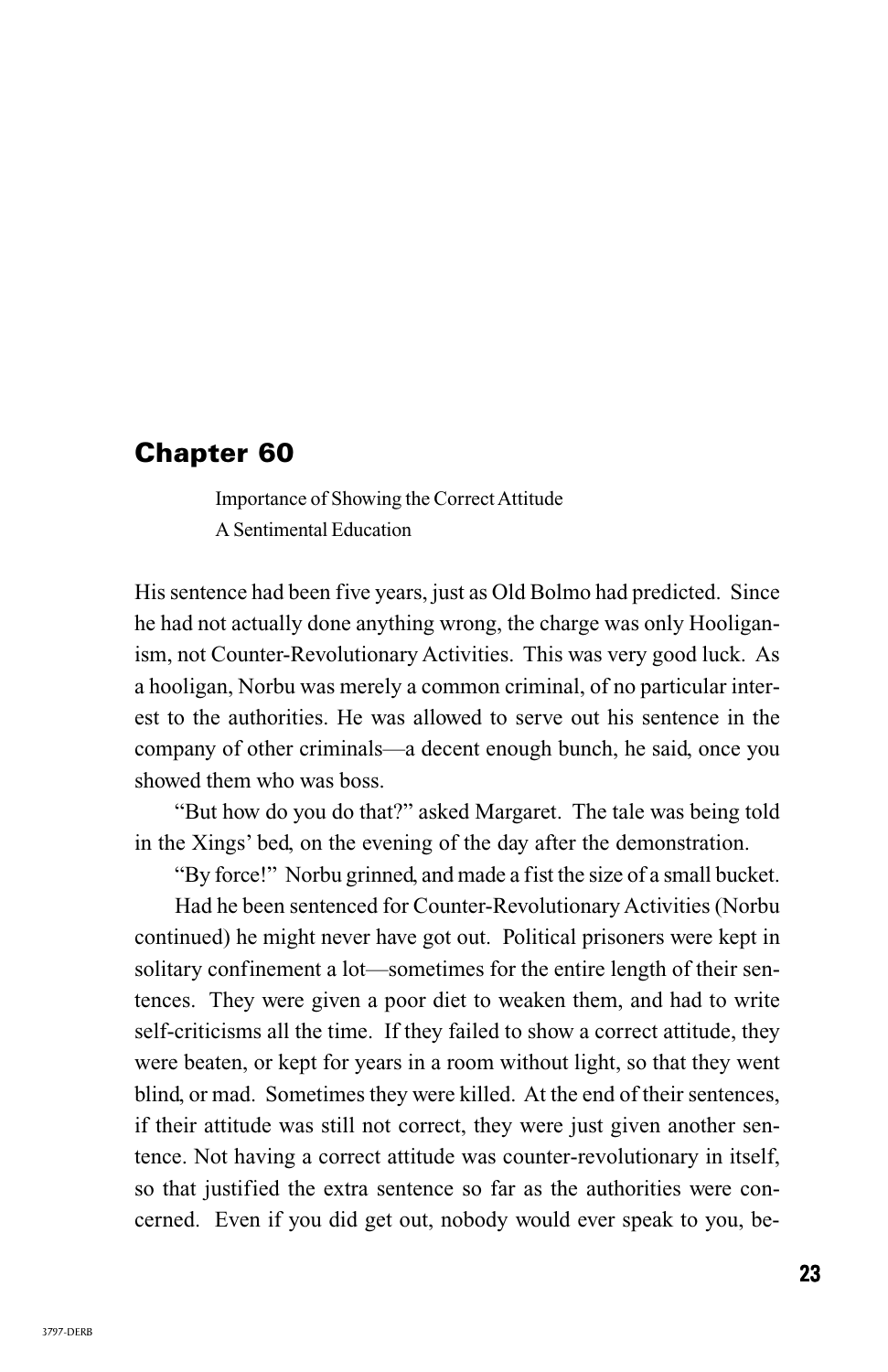# Chapter 60

Importance of Showing the Correct Attitude
A Sentimental Education

His sentence had been five years, just as Old Bolmo had predicted. Since he had not actually done anything wrong, the charge was only Hooliganism, not Counter-Revolutionary Activities. This was very good luck. As a hooligan, Norbu was merely a common criminal, of no particular interest to the authorities. He was allowed to serve out his sentence in the company of other criminals—a decent enough bunch, he said, once you showed them who was boss.

"But how do you do that?" asked Margaret. The tale was being told in the Xings' bed, on the evening of the day after the demonstration.

"By force!" Norbu grinned, and made a fist the size of a small bucket.

Had he been sentenced for Counter-Revolutionary Activities (Norbu continued) he might never have got out. Political prisoners were kept in solitary confinement a lot—sometimes for the entire length of their sentences. They were given a poor diet to weaken them, and had to write self-criticisms all the time. If they failed to show a correct attitude, they were beaten, or kept for years in a room without light, so that they went blind, or mad. Sometimes they were killed. At the end of their sentences, if their attitude was still not correct, they were just given another sentence. Not having a correct attitude was counter-revolutionary in itself, so that justified the extra sentence so far as the authorities were concerned. Even if you did get out, nobody would ever speak to you, be-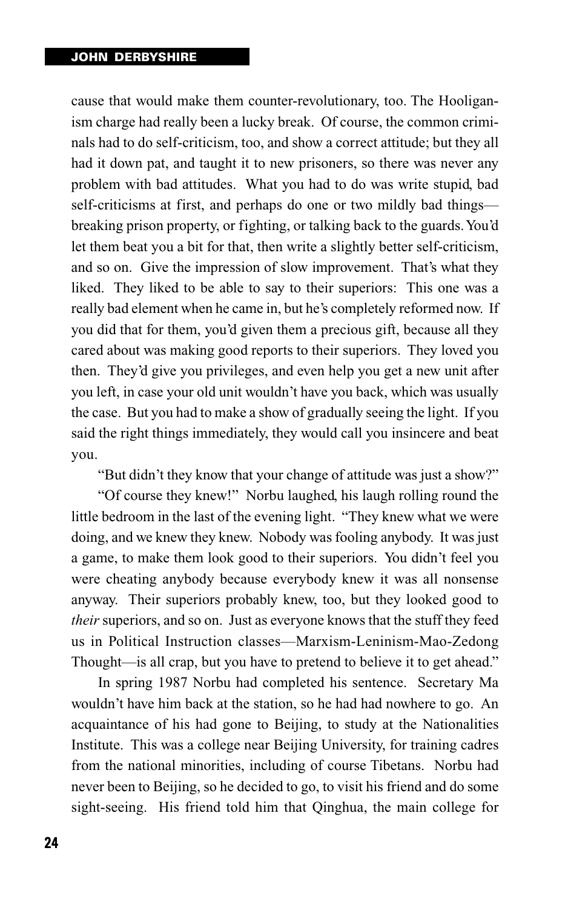cause that would make them counter-revolutionary, too. The Hooliganism charge had really been a lucky break. Of course, the common criminals had to do self-criticism, too, and show a correct attitude; but they all had it down pat, and taught it to new prisoners, so there was never any problem with bad attitudes. What you had to do was write stupid, bad self-criticisms at first, and perhaps do one or two mildly bad things—breaking prison property, or fighting, or talking back to the guards. You'd let them beat you a bit for that, then write a slightly better self-criticism, and so on. Give the impression of slow improvement. That's what they liked. They liked to be able to say to their superiors: This one was a really bad element when he came in, but he's completely reformed now. If you did that for them, you'd given them a precious gift, because all they cared about was making good reports to their superiors. They loved you then. They'd give you privileges, and even help you get a new unit after you left, in case your old unit wouldn't have you back, which was usually the case. But you had to make a show of gradually seeing the light. If you said the right things immediately, they would call you insincere and beat you.

"But didn't they know that your change of attitude was just a show?"

"Of course they knew!" Norbu laughed, his laugh rolling round the little bedroom in the last of the evening light. "They knew what we were doing, and we knew they knew. Nobody was fooling anybody. It was just a game, to make them look good to their superiors. You didn't feel you were cheating anybody because everybody knew it was all nonsense anyway. Their superiors probably knew, too, but they looked good to *their* superiors, and so on. Just as everyone knows that the stuff they feed us in Political Instruction classes—Marxism-Leninism-Mao-Zedong Thought—is all crap, but you have to pretend to believe it to get ahead."

In spring 1987 Norbu had completed his sentence. Secretary Ma wouldn't have him back at the station, so he had had nowhere to go. An acquaintance of his had gone to Beijing, to study at the Nationalities Institute. This was a college near Beijing University, for training cadres from the national minorities, including of course Tibetans. Norbu had never been to Beijing, so he decided to go, to visit his friend and do some sight-seeing. His friend told him that Qinghua, the main college for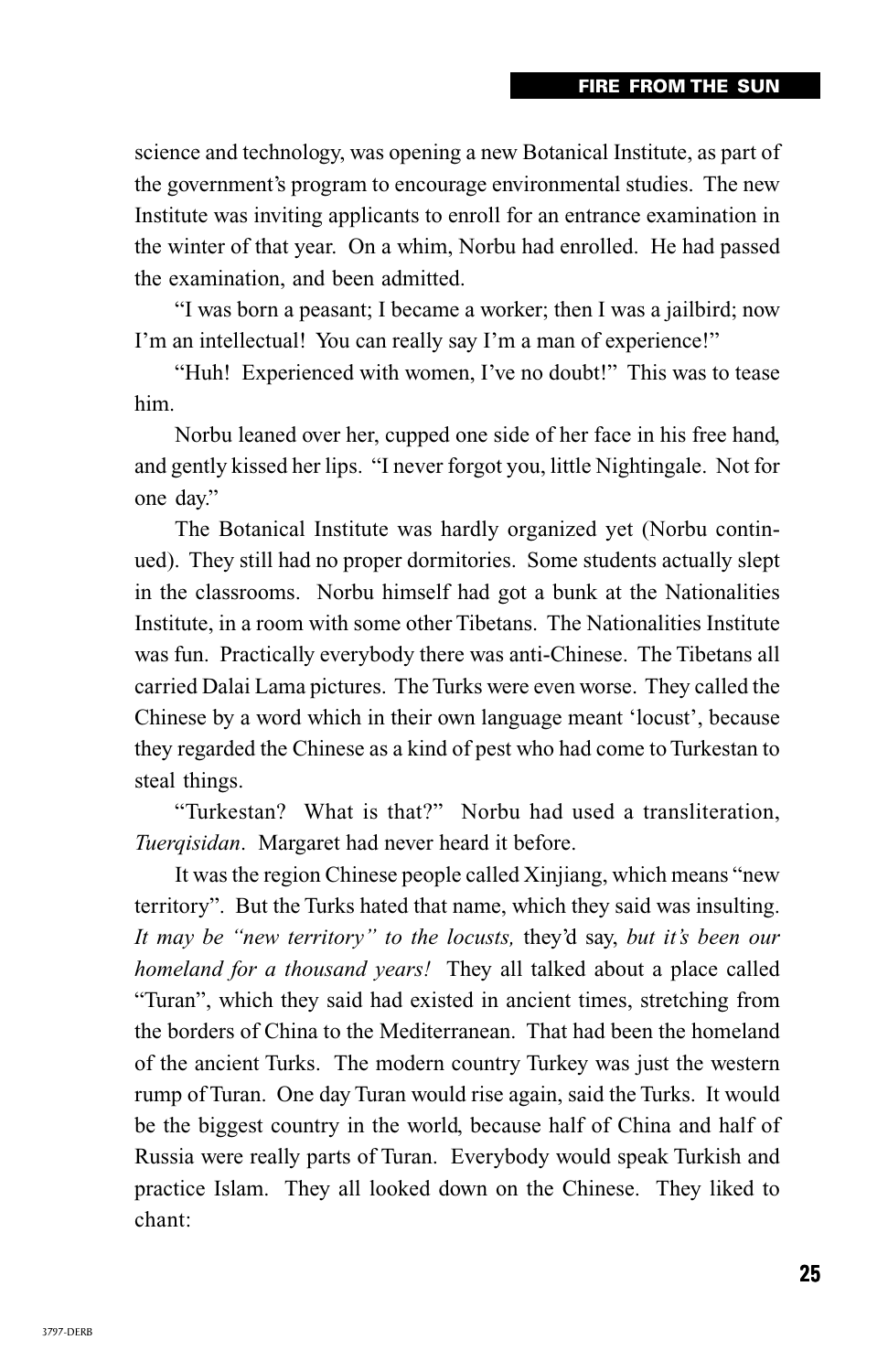science and technology, was opening a new Botanical Institute, as part of the government's program to encourage environmental studies. The new Institute was inviting applicants to enroll for an entrance examination in the winter of that year. On a whim, Norbu had enrolled. He had passed the examination, and been admitted.

"I was born a peasant; I became a worker; then I was a jailbird; now I'm an intellectual! You can really say I'm a man of experience!"

"Huh! Experienced with women, I've no doubt!" This was to tease him.

Norbu leaned over her, cupped one side of her face in his free hand, and gently kissed her lips. "I never forgot you, little Nightingale. Not for one day."

The Botanical Institute was hardly organized yet (Norbu continued). They still had no proper dormitories. Some students actually slept in the classrooms. Norbu himself had got a bunk at the Nationalities Institute, in a room with some other Tibetans. The Nationalities Institute was fun. Practically everybody there was anti-Chinese. The Tibetans all carried Dalai Lama pictures. The Turks were even worse. They called the Chinese by a word which in their own language meant 'locust', because they regarded the Chinese as a kind of pest who had come to Turkestan to steal things.

"Turkestan? What is that?" Norbu had used a transliteration, *Tuerqisidan*. Margaret had never heard it before.

It was the region Chinese people called Xinjiang, which means "new territory". But the Turks hated that name, which they said was insulting. *It may be "new territory" to the locusts,* they'd say, *but it's been our homeland for a thousand years!* They all talked about a place called "Turan", which they said had existed in ancient times, stretching from the borders of China to the Mediterranean. That had been the homeland of the ancient Turks. The modern country Turkey was just the western rump of Turan. One day Turan would rise again, said the Turks. It would be the biggest country in the world, because half of China and half of Russia were really parts of Turan. Everybody would speak Turkish and practice Islam. They all looked down on the Chinese. They liked to chant: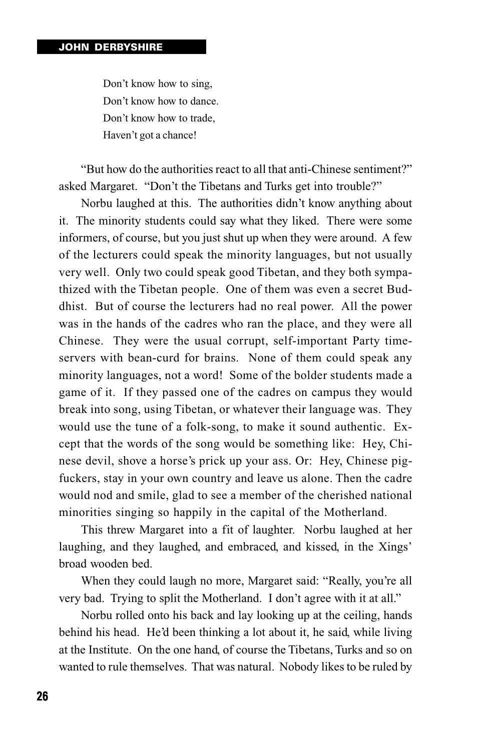Don't know how to sing,  
Don't know how to dance.  
Don't know how to trade,  
Haven't got a chance!

"But how do the authorities react to all that anti-Chinese sentiment?" asked Margaret. "Don't the Tibetans and Turks get into trouble?"

Norbu laughed at this. The authorities didn't know anything about it. The minority students could say what they liked. There were some informers, of course, but you just shut up when they were around. A few of the lecturers could speak the minority languages, but not usually very well. Only two could speak good Tibetan, and they both sympathized with the Tibetan people. One of them was even a secret Buddhist. But of course the lecturers had no real power. All the power was in the hands of the cadres who ran the place, and they were all Chinese. They were the usual corrupt, self-important Party time-servers with bean-curd for brains. None of them could speak any minority languages, not a word! Some of the bolder students made a game of it. If they passed one of the cadres on campus they would break into song, using Tibetan, or whatever their language was. They would use the tune of a folk-song, to make it sound authentic. Except that the words of the song would be something like: Hey, Chinese devil, shove a horse's prick up your ass. Or: Hey, Chinese pig-fuckers, stay in your own country and leave us alone. Then the cadre would nod and smile, glad to see a member of the cherished national minorities singing so happily in the capital of the Motherland.

This threw Margaret into a fit of laughter. Norbu laughed at her laughing, and they laughed, and embraced, and kissed, in the Xings' broad wooden bed.

When they could laugh no more, Margaret said: "Really, you're all very bad. Trying to split the Motherland. I don't agree with it at all."

Norbu rolled onto his back and lay looking up at the ceiling, hands behind his head. He'd been thinking a lot about it, he said, while living at the Institute. On the one hand, of course the Tibetans, Turks and so on wanted to rule themselves. That was natural. Nobody likes to be ruled by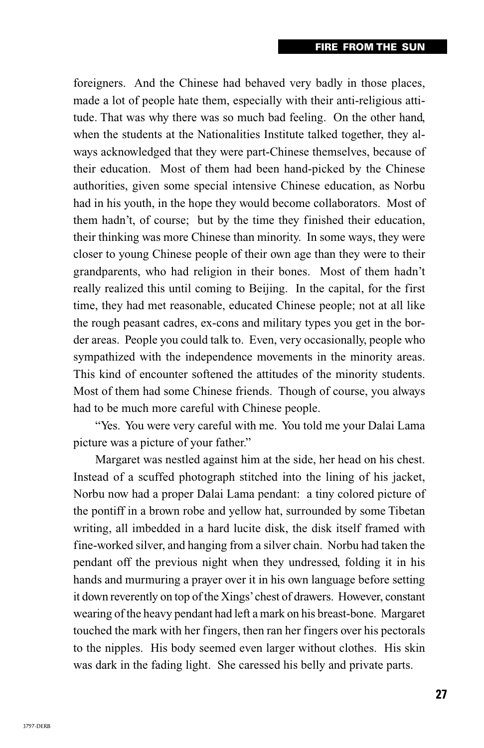foreigners. And the Chinese had behaved very badly in those places, made a lot of people hate them, especially with their anti-religious attitude. That was why there was so much bad feeling. On the other hand, when the students at the Nationalities Institute talked together, they always acknowledged that they were part-Chinese themselves, because of their education. Most of them had been hand-picked by the Chinese authorities, given some special intensive Chinese education, as Norbu had in his youth, in the hope they would become collaborators. Most of them hadn't, of course; but by the time they finished their education, their thinking was more Chinese than minority. In some ways, they were closer to young Chinese people of their own age than they were to their grandparents, who had religion in their bones. Most of them hadn't really realized this until coming to Beijing. In the capital, for the first time, they had met reasonable, educated Chinese people; not at all like the rough peasant cadres, ex-cons and military types you get in the border areas. People you could talk to. Even, very occasionally, people who sympathized with the independence movements in the minority areas. This kind of encounter softened the attitudes of the minority students. Most of them had some Chinese friends. Though of course, you always had to be much more careful with Chinese people.

"Yes. You were very careful with me. You told me your Dalai Lama picture was a picture of your father."

Margaret was nestled against him at the side, her head on his chest. Instead of a scuffed photograph stitched into the lining of his jacket, Norbu now had a proper Dalai Lama pendant: a tiny colored picture of the pontiff in a brown robe and yellow hat, surrounded by some Tibetan writing, all imbedded in a hard lucite disk, the disk itself framed with fine-worked silver, and hanging from a silver chain. Norbu had taken the pendant off the previous night when they undressed, folding it in his hands and murmuring a prayer over it in his own language before setting it down reverently on top of the Xings' chest of drawers. However, constant wearing of the heavy pendant had left a mark on his breast-bone. Margaret touched the mark with her fingers, then ran her fingers over his pectorals to the nipples. His body seemed even larger without clothes. His skin was dark in the fading light. She caressed his belly and private parts.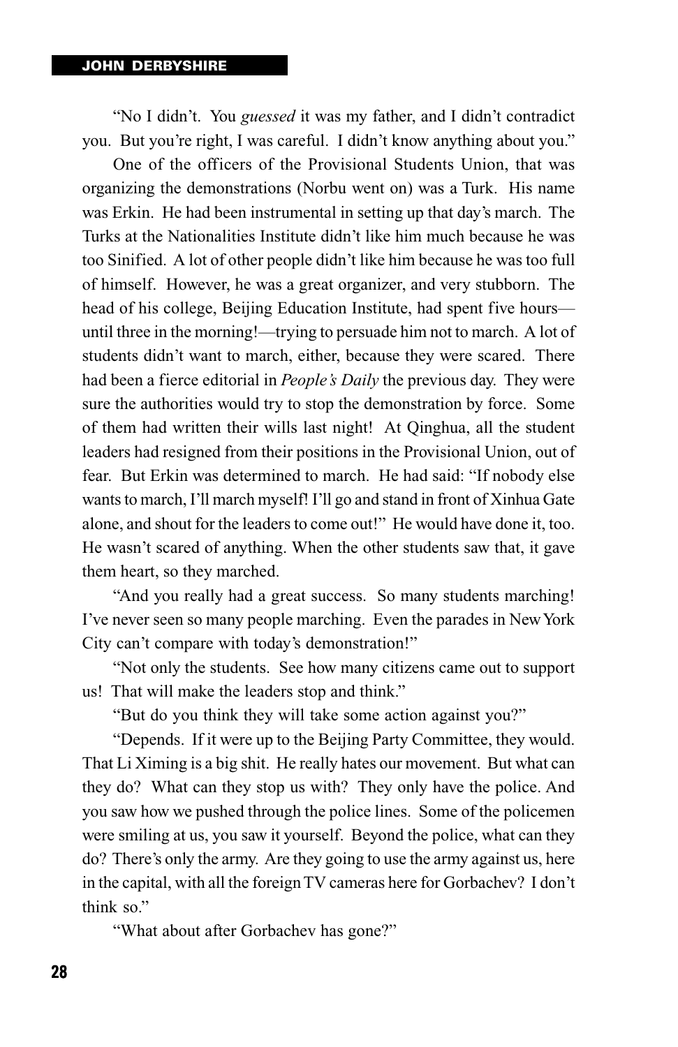"No I didn't. You *guessed* it was my father, and I didn't contradict you. But you're right, I was careful. I didn't know anything about you."

One of the officers of the Provisional Students Union, that was organizing the demonstrations (Norbu went on) was a Turk. His name was Erkin. He had been instrumental in setting up that day's march. The Turks at the Nationalities Institute didn't like him much because he was too Sinified. A lot of other people didn't like him because he was too full of himself. However, he was a great organizer, and very stubborn. The head of his college, Beijing Education Institute, had spent five hours—until three in the morning!—trying to persuade him not to march. A lot of students didn't want to march, either, because they were scared. There had been a fierce editorial in *People's Daily* the previous day. They were sure the authorities would try to stop the demonstration by force. Some of them had written their wills last night! At Qinghua, all the student leaders had resigned from their positions in the Provisional Union, out of fear. But Erkin was determined to march. He had said: "If nobody else wants to march, I'll march myself! I'll go and stand in front of Xinhua Gate alone, and shout for the leaders to come out!" He would have done it, too. He wasn't scared of anything. When the other students saw that, it gave them heart, so they marched.

"And you really had a great success. So many students marching! I've never seen so many people marching. Even the parades in New York City can't compare with today's demonstration!"

"Not only the students. See how many citizens came out to support us! That will make the leaders stop and think."

"But do you think they will take some action against you?"

"Depends. If it were up to the Beijing Party Committee, they would. That Li Ximing is a big shit. He really hates our movement. But what can they do? What can they stop us with? They only have the police. And you saw how we pushed through the police lines. Some of the policemen were smiling at us, you saw it yourself. Beyond the police, what can they do? There's only the army. Are they going to use the army against us, here in the capital, with all the foreign TV cameras here for Gorbachev? I don't think so."

"What about after Gorbachev has gone?"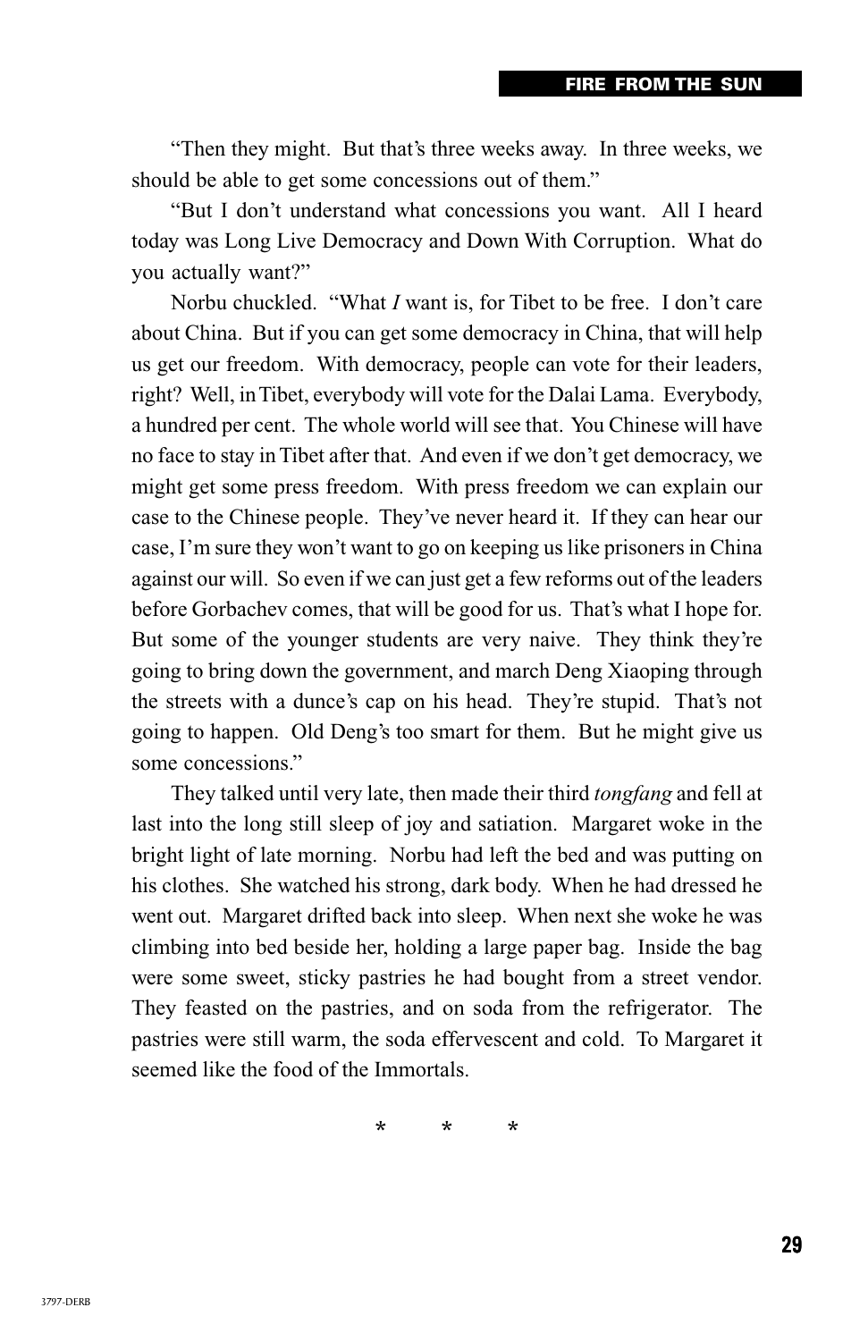"Then they might. But that's three weeks away. In three weeks, we should be able to get some concessions out of them."

"But I don't understand what concessions you want. All I heard today was Long Live Democracy and Down With Corruption. What do you actually want?"

Norbu chuckled. "What *I* want is, for Tibet to be free. I don't care about China. But if you can get some democracy in China, that will help us get our freedom. With democracy, people can vote for their leaders, right? Well, in Tibet, everybody will vote for the Dalai Lama. Everybody, a hundred per cent. The whole world will see that. You Chinese will have no face to stay in Tibet after that. And even if we don't get democracy, we might get some press freedom. With press freedom we can explain our case to the Chinese people. They've never heard it. If they can hear our case, I'm sure they won't want to go on keeping us like prisoners in China against our will. So even if we can just get a few reforms out of the leaders before Gorbachev comes, that will be good for us. That's what I hope for. But some of the younger students are very naive. They think they're going to bring down the government, and march Deng Xiaoping through the streets with a dunce's cap on his head. They're stupid. That's not going to happen. Old Deng's too smart for them. But he might give us some concessions."

They talked until very late, then made their third *tongfang* and fell at last into the long still sleep of joy and satiation. Margaret woke in the bright light of late morning. Norbu had left the bed and was putting on his clothes. She watched his strong, dark body. When he had dressed he went out. Margaret drifted back into sleep. When next she woke he was climbing into bed beside her, holding a large paper bag. Inside the bag were some sweet, sticky pastries he had bought from a street vendor. They feasted on the pastries, and on soda from the refrigerator. The pastries were still warm, the soda effervescent and cold. To Margaret it seemed like the food of the Immortals.

\* \* \*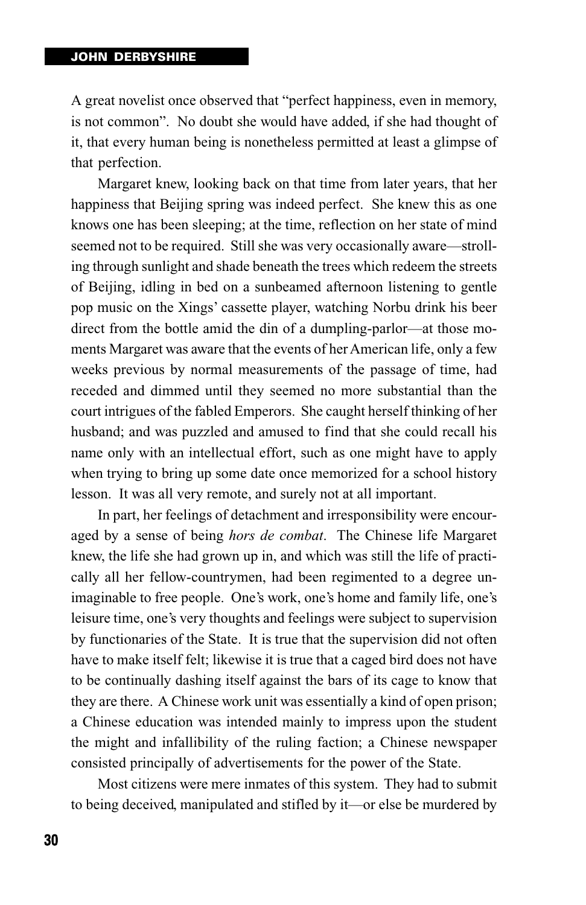A great novelist once observed that "perfect happiness, even in memory, is not common". No doubt she would have added, if she had thought of it, that every human being is nonetheless permitted at least a glimpse of that perfection.

Margaret knew, looking back on that time from later years, that her happiness that Beijing spring was indeed perfect. She knew this as one knows one has been sleeping; at the time, reflection on her state of mind seemed not to be required. Still she was very occasionally aware—strolling through sunlight and shade beneath the trees which redeem the streets of Beijing, idling in bed on a sunbeamed afternoon listening to gentle pop music on the Xings' cassette player, watching Norbu drink his beer direct from the bottle amid the din of a dumpling-parlor—at those moments Margaret was aware that the events of her American life, only a few weeks previous by normal measurements of the passage of time, had receded and dimmed until they seemed no more substantial than the court intrigues of the fabled Emperors. She caught herself thinking of her husband; and was puzzled and amused to find that she could recall his name only with an intellectual effort, such as one might have to apply when trying to bring up some date once memorized for a school history lesson. It was all very remote, and surely not at all important.

In part, her feelings of detachment and irresponsibility were encouraged by a sense of being *hors de combat*. The Chinese life Margaret knew, the life she had grown up in, and which was still the life of practically all her fellow-countrymen, had been regimented to a degree unimaginable to free people. One's work, one's home and family life, one's leisure time, one's very thoughts and feelings were subject to supervision by functionaries of the State. It is true that the supervision did not often have to make itself felt; likewise it is true that a caged bird does not have to be continually dashing itself against the bars of its cage to know that they are there. A Chinese work unit was essentially a kind of open prison; a Chinese education was intended mainly to impress upon the student the might and infallibility of the ruling faction; a Chinese newspaper consisted principally of advertisements for the power of the State.

Most citizens were mere inmates of this system. They had to submit to being deceived, manipulated and stifled by it—or else be murdered by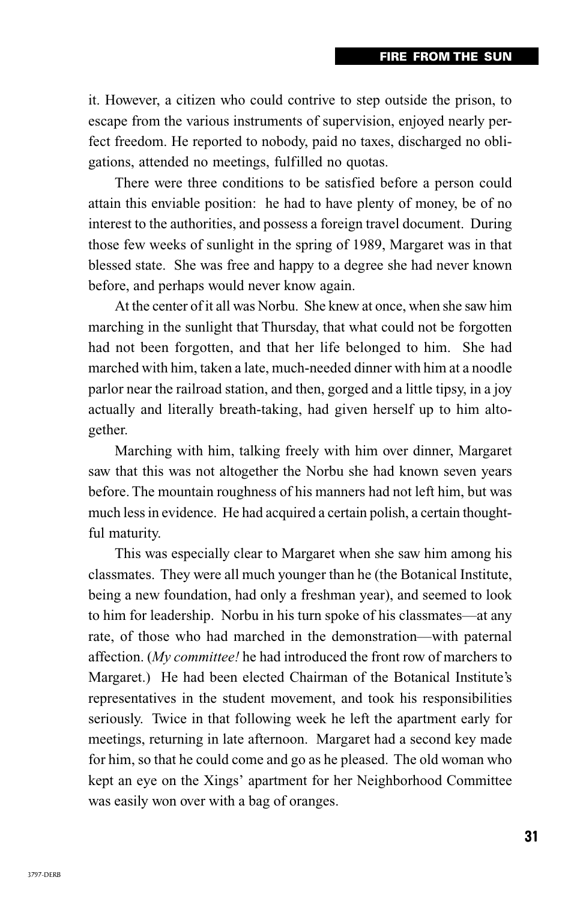it. However, a citizen who could contrive to step outside the prison, to escape from the various instruments of supervision, enjoyed nearly perfect freedom. He reported to nobody, paid no taxes, discharged no obligations, attended no meetings, fulfilled no quotas.

There were three conditions to be satisfied before a person could attain this enviable position: he had to have plenty of money, be of no interest to the authorities, and possess a foreign travel document. During those few weeks of sunlight in the spring of 1989, Margaret was in that blessed state. She was free and happy to a degree she had never known before, and perhaps would never know again.

At the center of it all was Norbu. She knew at once, when she saw him marching in the sunlight that Thursday, that what could not be forgotten had not been forgotten, and that her life belonged to him. She had marched with him, taken a late, much-needed dinner with him at a noodle parlor near the railroad station, and then, gorged and a little tipsy, in a joy actually and literally breath-taking, had given herself up to him altogether.

Marching with him, talking freely with him over dinner, Margaret saw that this was not altogether the Norbu she had known seven years before. The mountain roughness of his manners had not left him, but was much less in evidence. He had acquired a certain polish, a certain thoughtful maturity.

This was especially clear to Margaret when she saw him among his classmates. They were all much younger than he (the Botanical Institute, being a new foundation, had only a freshman year), and seemed to look to him for leadership. Norbu in his turn spoke of his classmates—at any rate, of those who had marched in the demonstration—with paternal affection. (*My committee!* he had introduced the front row of marchers to Margaret.) He had been elected Chairman of the Botanical Institute's representatives in the student movement, and took his responsibilities seriously. Twice in that following week he left the apartment early for meetings, returning in late afternoon. Margaret had a second key made for him, so that he could come and go as he pleased. The old woman who kept an eye on the Xings' apartment for her Neighborhood Committee was easily won over with a bag of oranges.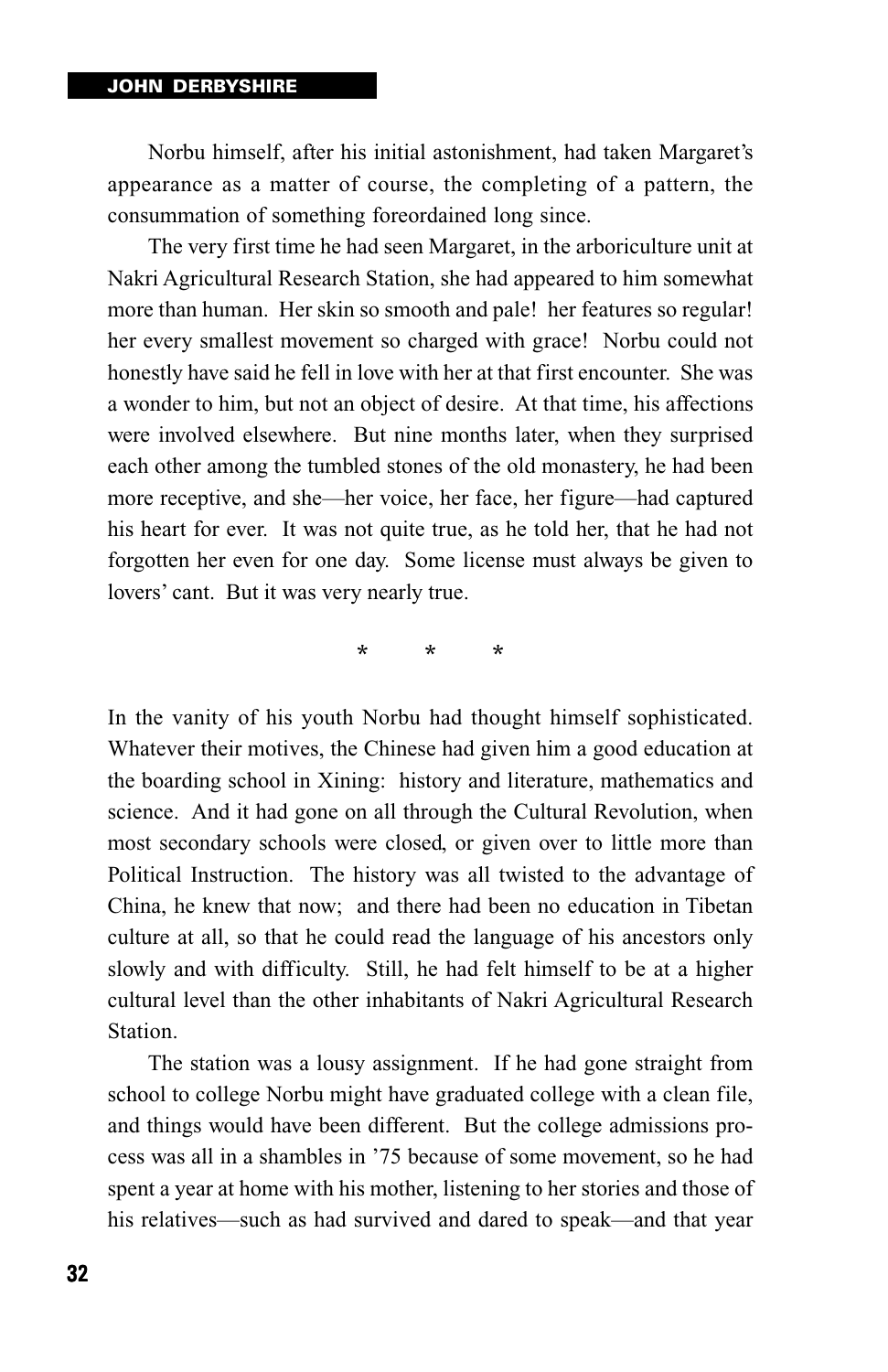Norbu himself, after his initial astonishment, had taken Margaret's appearance as a matter of course, the completing of a pattern, the consummation of something foreordained long since.

The very first time he had seen Margaret, in the arboriculture unit at Nakri Agricultural Research Station, she had appeared to him somewhat more than human. Her skin so smooth and pale! her features so regular! her every smallest movement so charged with grace! Norbu could not honestly have said he fell in love with her at that first encounter. She was a wonder to him, but not an object of desire. At that time, his affections were involved elsewhere. But nine months later, when they surprised each other among the tumbled stones of the old monastery, he had been more receptive, and she—her voice, her face, her figure—had captured his heart for ever. It was not quite true, as he told her, that he had not forgotten her even for one day. Some license must always be given to lovers' cant. But it was very nearly true.

\*　　\*　　\*

In the vanity of his youth Norbu had thought himself sophisticated. Whatever their motives, the Chinese had given him a good education at the boarding school in Xining: history and literature, mathematics and science. And it had gone on all through the Cultural Revolution, when most secondary schools were closed, or given over to little more than Political Instruction. The history was all twisted to the advantage of China, he knew that now; and there had been no education in Tibetan culture at all, so that he could read the language of his ancestors only slowly and with difficulty. Still, he had felt himself to be at a higher cultural level than the other inhabitants of Nakri Agricultural Research Station.

The station was a lousy assignment. If he had gone straight from school to college Norbu might have graduated college with a clean file, and things would have been different. But the college admissions process was all in a shambles in '75 because of some movement, so he had spent a year at home with his mother, listening to her stories and those of his relatives—such as had survived and dared to speak—and that year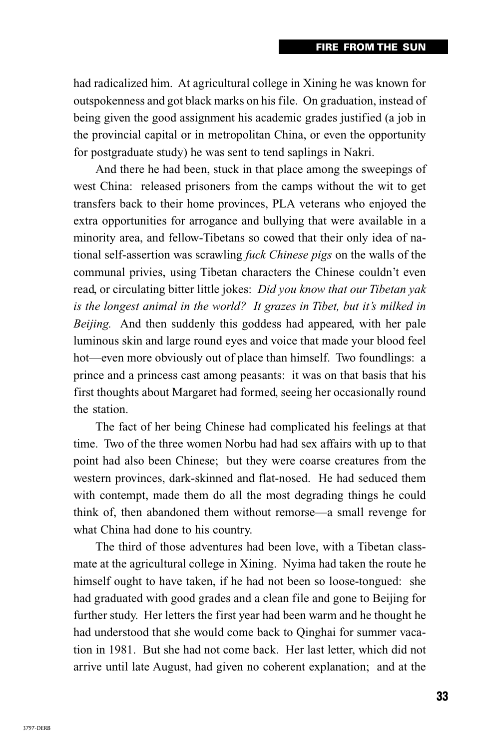had radicalized him. At agricultural college in Xining he was known for outspokenness and got black marks on his file. On graduation, instead of being given the good assignment his academic grades justified (a job in the provincial capital or in metropolitan China, or even the opportunity for postgraduate study) he was sent to tend saplings in Nakri.

And there he had been, stuck in that place among the sweepings of west China: released prisoners from the camps without the wit to get transfers back to their home provinces, PLA veterans who enjoyed the extra opportunities for arrogance and bullying that were available in a minority area, and fellow-Tibetans so cowed that their only idea of national self-assertion was scrawling *fuck Chinese pigs* on the walls of the communal privies, using Tibetan characters the Chinese couldn't even read, or circulating bitter little jokes: *Did you know that our Tibetan yak is the longest animal in the world? It grazes in Tibet, but it's milked in Beijing.* And then suddenly this goddess had appeared, with her pale luminous skin and large round eyes and voice that made your blood feel hot—even more obviously out of place than himself. Two foundlings: a prince and a princess cast among peasants: it was on that basis that his first thoughts about Margaret had formed, seeing her occasionally round the station.

The fact of her being Chinese had complicated his feelings at that time. Two of the three women Norbu had had sex affairs with up to that point had also been Chinese; but they were coarse creatures from the western provinces, dark-skinned and flat-nosed. He had seduced them with contempt, made them do all the most degrading things he could think of, then abandoned them without remorse—a small revenge for what China had done to his country.

The third of those adventures had been love, with a Tibetan classmate at the agricultural college in Xining. Nyima had taken the route he himself ought to have taken, if he had not been so loose-tongued: she had graduated with good grades and a clean file and gone to Beijing for further study. Her letters the first year had been warm and he thought he had understood that she would come back to Qinghai for summer vacation in 1981. But she had not come back. Her last letter, which did not arrive until late August, had given no coherent explanation; and at the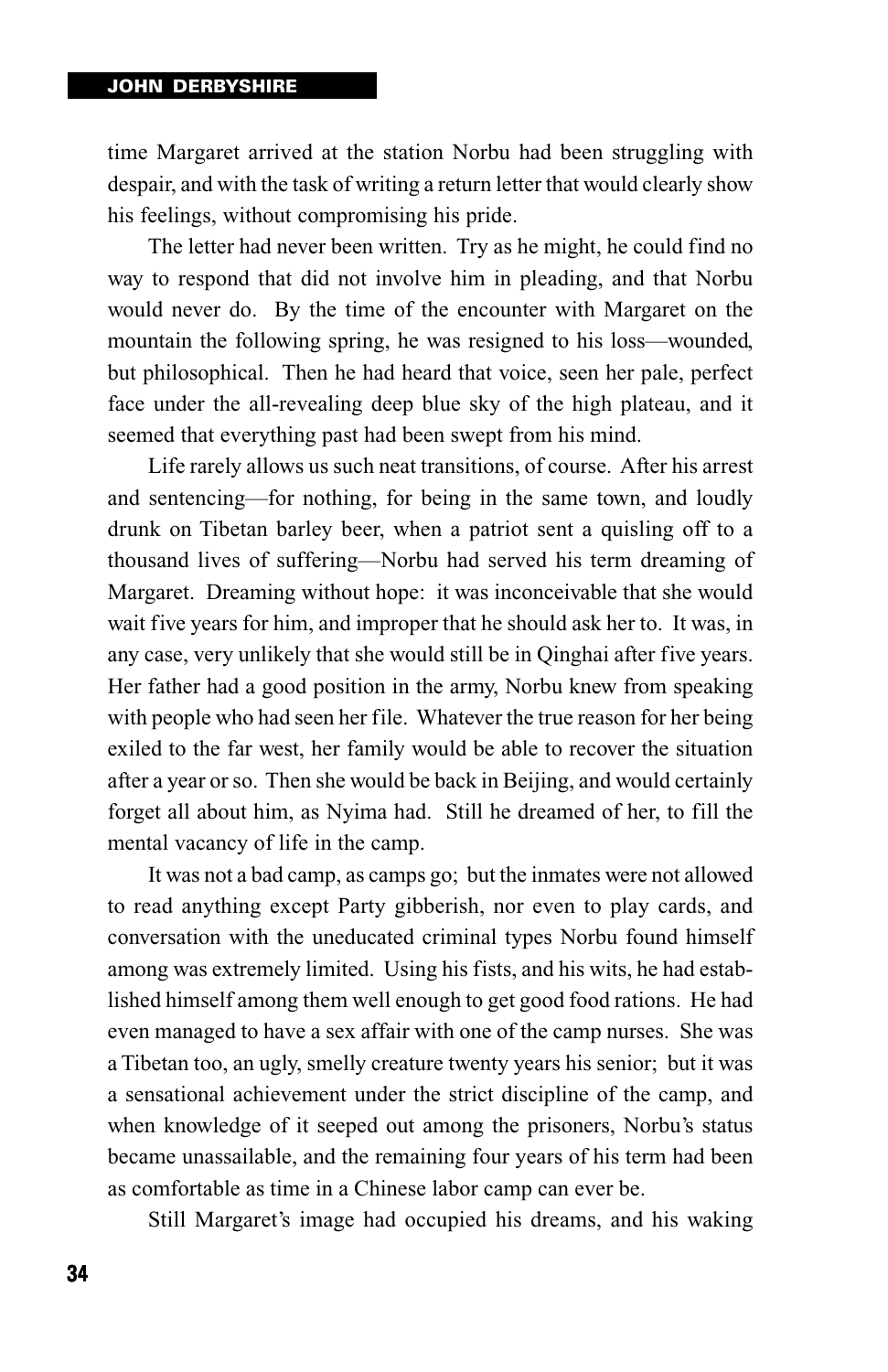time Margaret arrived at the station Norbu had been struggling with despair, and with the task of writing a return letter that would clearly show his feelings, without compromising his pride.

The letter had never been written. Try as he might, he could find no way to respond that did not involve him in pleading, and that Norbu would never do. By the time of the encounter with Margaret on the mountain the following spring, he was resigned to his loss—wounded, but philosophical. Then he had heard that voice, seen her pale, perfect face under the all-revealing deep blue sky of the high plateau, and it seemed that everything past had been swept from his mind.

Life rarely allows us such neat transitions, of course. After his arrest and sentencing—for nothing, for being in the same town, and loudly drunk on Tibetan barley beer, when a patriot sent a quisling off to a thousand lives of suffering—Norbu had served his term dreaming of Margaret. Dreaming without hope: it was inconceivable that she would wait five years for him, and improper that he should ask her to. It was, in any case, very unlikely that she would still be in Qinghai after five years. Her father had a good position in the army, Norbu knew from speaking with people who had seen her file. Whatever the true reason for her being exiled to the far west, her family would be able to recover the situation after a year or so. Then she would be back in Beijing, and would certainly forget all about him, as Nyima had. Still he dreamed of her, to fill the mental vacancy of life in the camp.

It was not a bad camp, as camps go; but the inmates were not allowed to read anything except Party gibberish, nor even to play cards, and conversation with the uneducated criminal types Norbu found himself among was extremely limited. Using his fists, and his wits, he had established himself among them well enough to get good food rations. He had even managed to have a sex affair with one of the camp nurses. She was a Tibetan too, an ugly, smelly creature twenty years his senior; but it was a sensational achievement under the strict discipline of the camp, and when knowledge of it seeped out among the prisoners, Norbu's status became unassailable, and the remaining four years of his term had been as comfortable as time in a Chinese labor camp can ever be.

Still Margaret's image had occupied his dreams, and his waking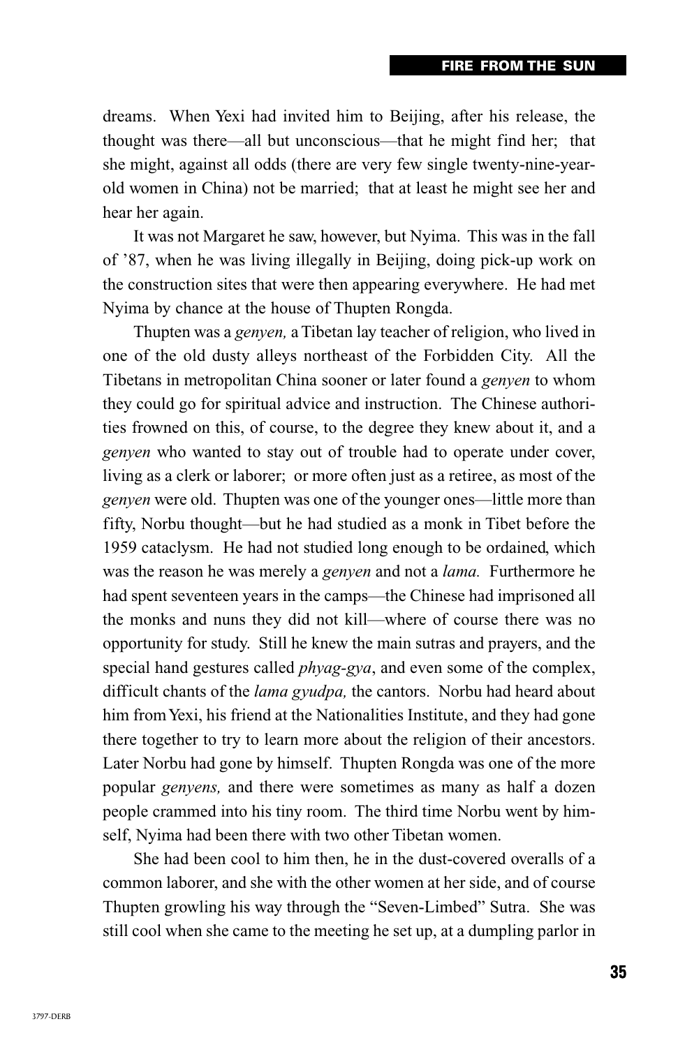dreams. When Yexi had invited him to Beijing, after his release, the thought was there—all but unconscious—that he might find her; that she might, against all odds (there are very few single twenty-nine-year-old women in China) not be married; that at least he might see her and hear her again.

It was not Margaret he saw, however, but Nyima. This was in the fall of '87, when he was living illegally in Beijing, doing pick-up work on the construction sites that were then appearing everywhere. He had met Nyima by chance at the house of Thupten Rongda.

Thupten was a *genyen,* a Tibetan lay teacher of religion, who lived in one of the old dusty alleys northeast of the Forbidden City. All the Tibetans in metropolitan China sooner or later found a *genyen* to whom they could go for spiritual advice and instruction. The Chinese authorities frowned on this, of course, to the degree they knew about it, and a *genyen* who wanted to stay out of trouble had to operate under cover, living as a clerk or laborer; or more often just as a retiree, as most of the *genyen* were old. Thupten was one of the younger ones—little more than fifty, Norbu thought—but he had studied as a monk in Tibet before the 1959 cataclysm. He had not studied long enough to be ordained, which was the reason he was merely a *genyen* and not a *lama.* Furthermore he had spent seventeen years in the camps—the Chinese had imprisoned all the monks and nuns they did not kill—where of course there was no opportunity for study. Still he knew the main sutras and prayers, and the special hand gestures called *phyag-gya*, and even some of the complex, difficult chants of the *lama gyudpa,* the cantors. Norbu had heard about him from Yexi, his friend at the Nationalities Institute, and they had gone there together to try to learn more about the religion of their ancestors. Later Norbu had gone by himself. Thupten Rongda was one of the more popular *genyens,* and there were sometimes as many as half a dozen people crammed into his tiny room. The third time Norbu went by himself, Nyima had been there with two other Tibetan women.

She had been cool to him then, he in the dust-covered overalls of a common laborer, and she with the other women at her side, and of course Thupten growling his way through the "Seven-Limbed" Sutra. She was still cool when she came to the meeting he set up, at a dumpling parlor in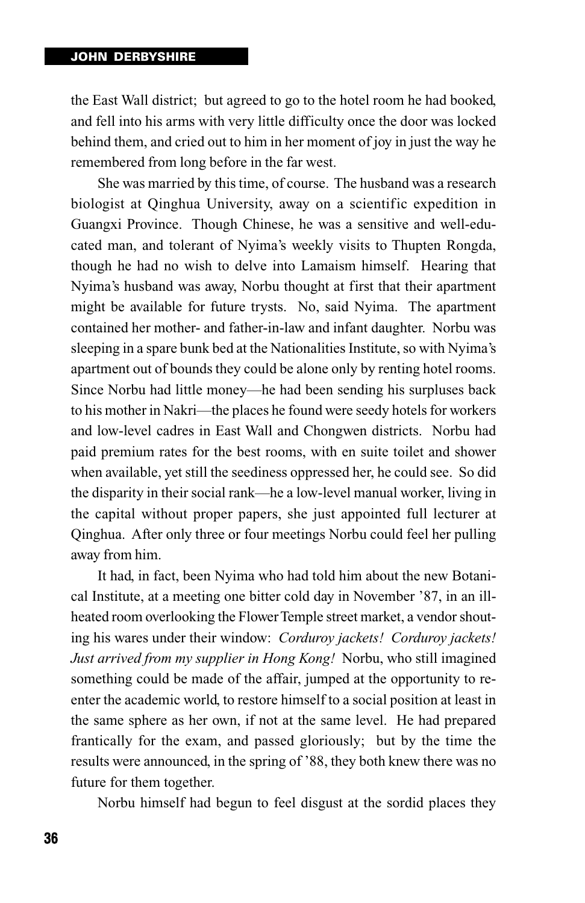the East Wall district; but agreed to go to the hotel room he had booked, and fell into his arms with very little difficulty once the door was locked behind them, and cried out to him in her moment of joy in just the way he remembered from long before in the far west.

She was married by this time, of course. The husband was a research biologist at Qinghua University, away on a scientific expedition in Guangxi Province. Though Chinese, he was a sensitive and well-educated man, and tolerant of Nyima's weekly visits to Thupten Rongda, though he had no wish to delve into Lamaism himself. Hearing that Nyima's husband was away, Norbu thought at first that their apartment might be available for future trysts. No, said Nyima. The apartment contained her mother- and father-in-law and infant daughter. Norbu was sleeping in a spare bunk bed at the Nationalities Institute, so with Nyima's apartment out of bounds they could be alone only by renting hotel rooms. Since Norbu had little money—he had been sending his surpluses back to his mother in Nakri—the places he found were seedy hotels for workers and low-level cadres in East Wall and Chongwen districts. Norbu had paid premium rates for the best rooms, with en suite toilet and shower when available, yet still the seediness oppressed her, he could see. So did the disparity in their social rank—he a low-level manual worker, living in the capital without proper papers, she just appointed full lecturer at Qinghua. After only three or four meetings Norbu could feel her pulling away from him.

It had, in fact, been Nyima who had told him about the new Botanical Institute, at a meeting one bitter cold day in November '87, in an ill-heated room overlooking the Flower Temple street market, a vendor shouting his wares under their window: *Corduroy jackets! Corduroy jackets! Just arrived from my supplier in Hong Kong!* Norbu, who still imagined something could be made of the affair, jumped at the opportunity to re-enter the academic world, to restore himself to a social position at least in the same sphere as her own, if not at the same level. He had prepared frantically for the exam, and passed gloriously; but by the time the results were announced, in the spring of '88, they both knew there was no future for them together.

Norbu himself had begun to feel disgust at the sordid places they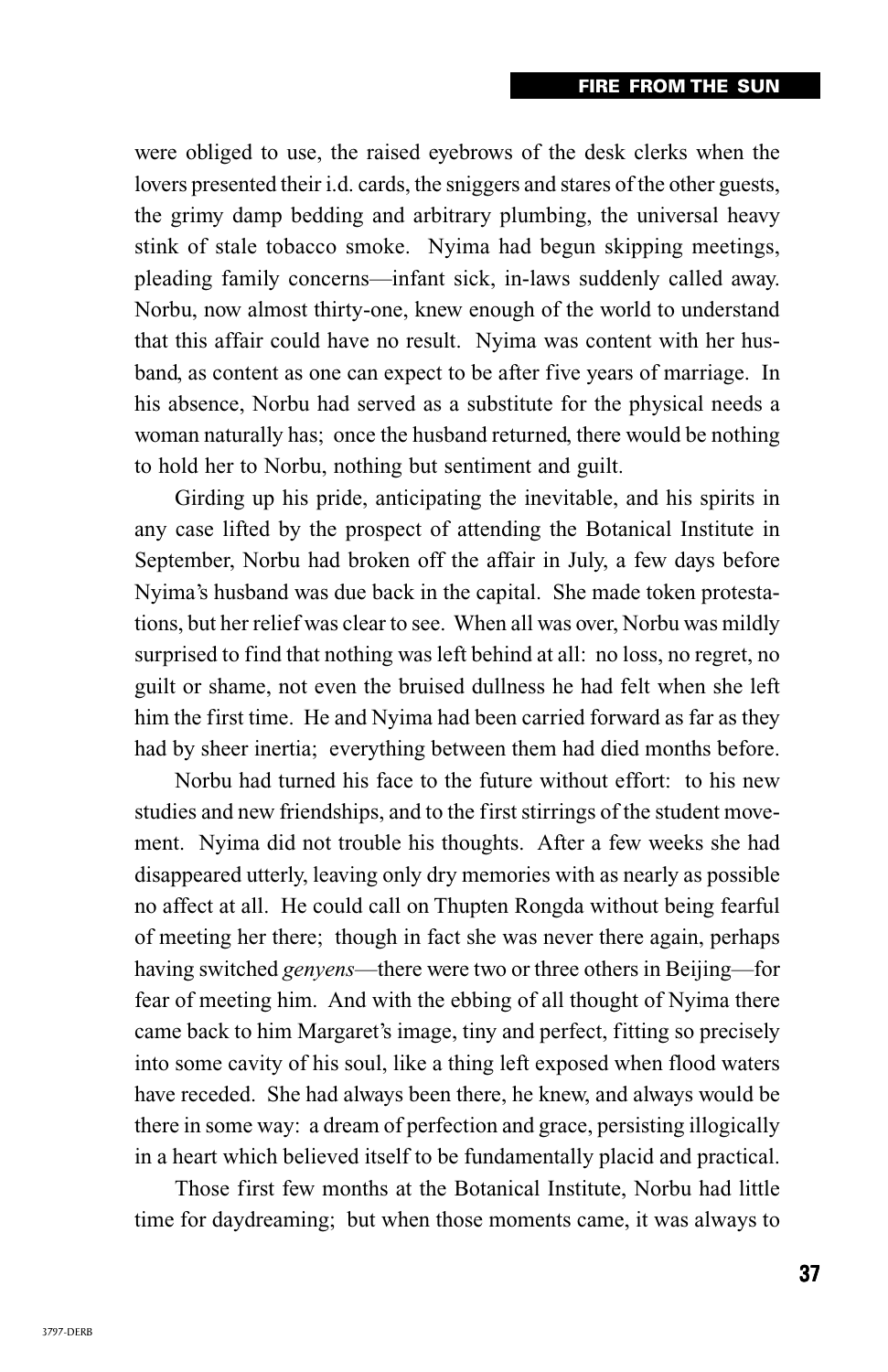were obliged to use, the raised eyebrows of the desk clerks when the lovers presented their i.d. cards, the sniggers and stares of the other guests, the grimy damp bedding and arbitrary plumbing, the universal heavy stink of stale tobacco smoke. Nyima had begun skipping meetings, pleading family concerns—infant sick, in-laws suddenly called away. Norbu, now almost thirty-one, knew enough of the world to understand that this affair could have no result. Nyima was content with her husband, as content as one can expect to be after five years of marriage. In his absence, Norbu had served as a substitute for the physical needs a woman naturally has; once the husband returned, there would be nothing to hold her to Norbu, nothing but sentiment and guilt.

Girding up his pride, anticipating the inevitable, and his spirits in any case lifted by the prospect of attending the Botanical Institute in September, Norbu had broken off the affair in July, a few days before Nyima's husband was due back in the capital. She made token protestations, but her relief was clear to see. When all was over, Norbu was mildly surprised to find that nothing was left behind at all: no loss, no regret, no guilt or shame, not even the bruised dullness he had felt when she left him the first time. He and Nyima had been carried forward as far as they had by sheer inertia; everything between them had died months before.

Norbu had turned his face to the future without effort: to his new studies and new friendships, and to the first stirrings of the student movement. Nyima did not trouble his thoughts. After a few weeks she had disappeared utterly, leaving only dry memories with as nearly as possible no affect at all. He could call on Thupten Rongda without being fearful of meeting her there; though in fact she was never there again, perhaps having switched *genyens*—there were two or three others in Beijing—for fear of meeting him. And with the ebbing of all thought of Nyima there came back to him Margaret's image, tiny and perfect, fitting so precisely into some cavity of his soul, like a thing left exposed when flood waters have receded. She had always been there, he knew, and always would be there in some way: a dream of perfection and grace, persisting illogically in a heart which believed itself to be fundamentally placid and practical.

Those first few months at the Botanical Institute, Norbu had little time for daydreaming; but when those moments came, it was always to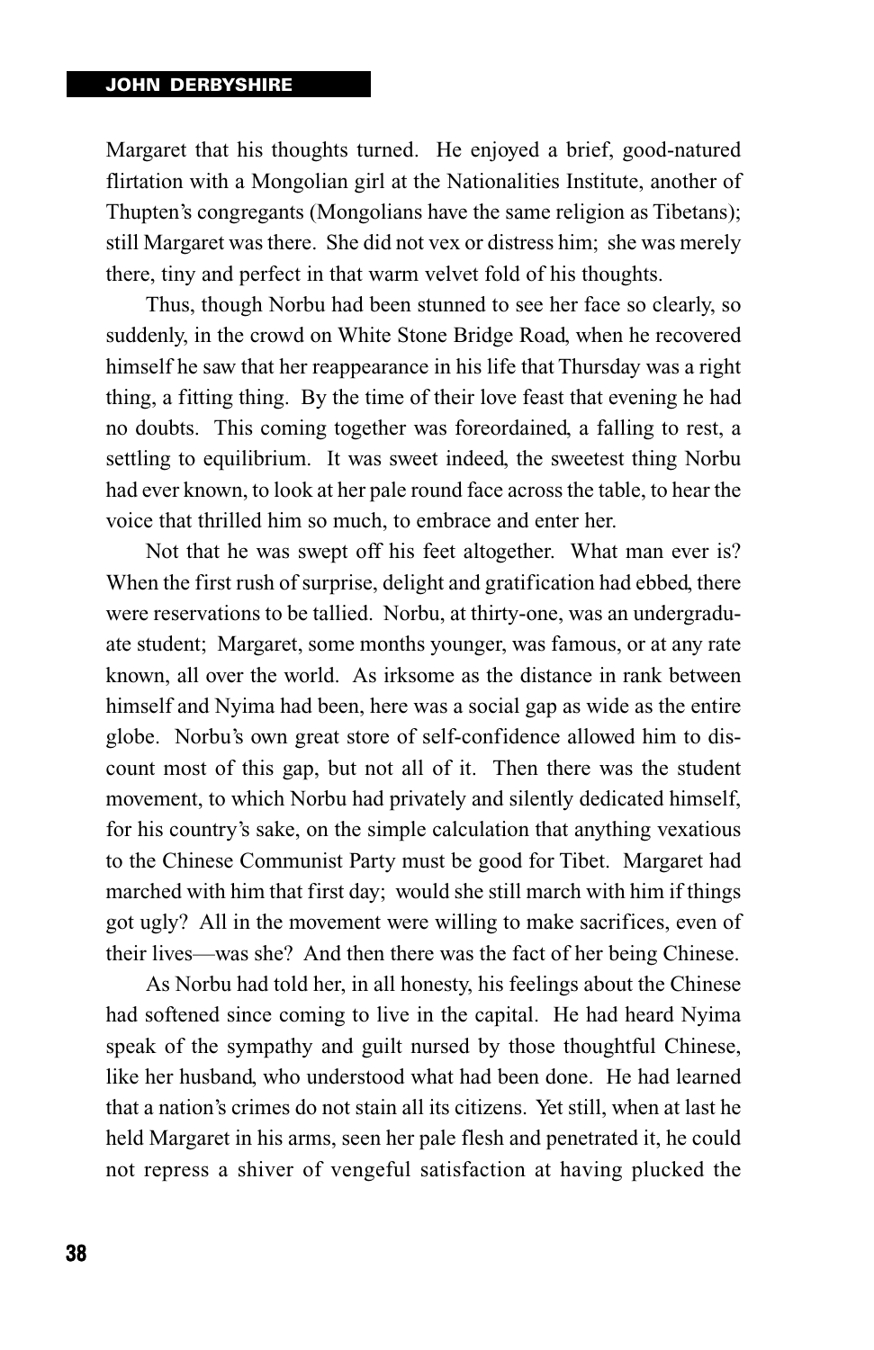Margaret that his thoughts turned. He enjoyed a brief, good-natured flirtation with a Mongolian girl at the Nationalities Institute, another of Thupten's congregants (Mongolians have the same religion as Tibetans); still Margaret was there. She did not vex or distress him; she was merely there, tiny and perfect in that warm velvet fold of his thoughts.

Thus, though Norbu had been stunned to see her face so clearly, so suddenly, in the crowd on White Stone Bridge Road, when he recovered himself he saw that her reappearance in his life that Thursday was a right thing, a fitting thing. By the time of their love feast that evening he had no doubts. This coming together was foreordained, a falling to rest, a settling to equilibrium. It was sweet indeed, the sweetest thing Norbu had ever known, to look at her pale round face across the table, to hear the voice that thrilled him so much, to embrace and enter her.

Not that he was swept off his feet altogether. What man ever is? When the first rush of surprise, delight and gratification had ebbed, there were reservations to be tallied. Norbu, at thirty-one, was an undergraduate student; Margaret, some months younger, was famous, or at any rate known, all over the world. As irksome as the distance in rank between himself and Nyima had been, here was a social gap as wide as the entire globe. Norbu's own great store of self-confidence allowed him to discount most of this gap, but not all of it. Then there was the student movement, to which Norbu had privately and silently dedicated himself, for his country's sake, on the simple calculation that anything vexatious to the Chinese Communist Party must be good for Tibet. Margaret had marched with him that first day; would she still march with him if things got ugly? All in the movement were willing to make sacrifices, even of their lives—was she? And then there was the fact of her being Chinese.

As Norbu had told her, in all honesty, his feelings about the Chinese had softened since coming to live in the capital. He had heard Nyima speak of the sympathy and guilt nursed by those thoughtful Chinese, like her husband, who understood what had been done. He had learned that a nation's crimes do not stain all its citizens. Yet still, when at last he held Margaret in his arms, seen her pale flesh and penetrated it, he could not repress a shiver of vengeful satisfaction at having plucked the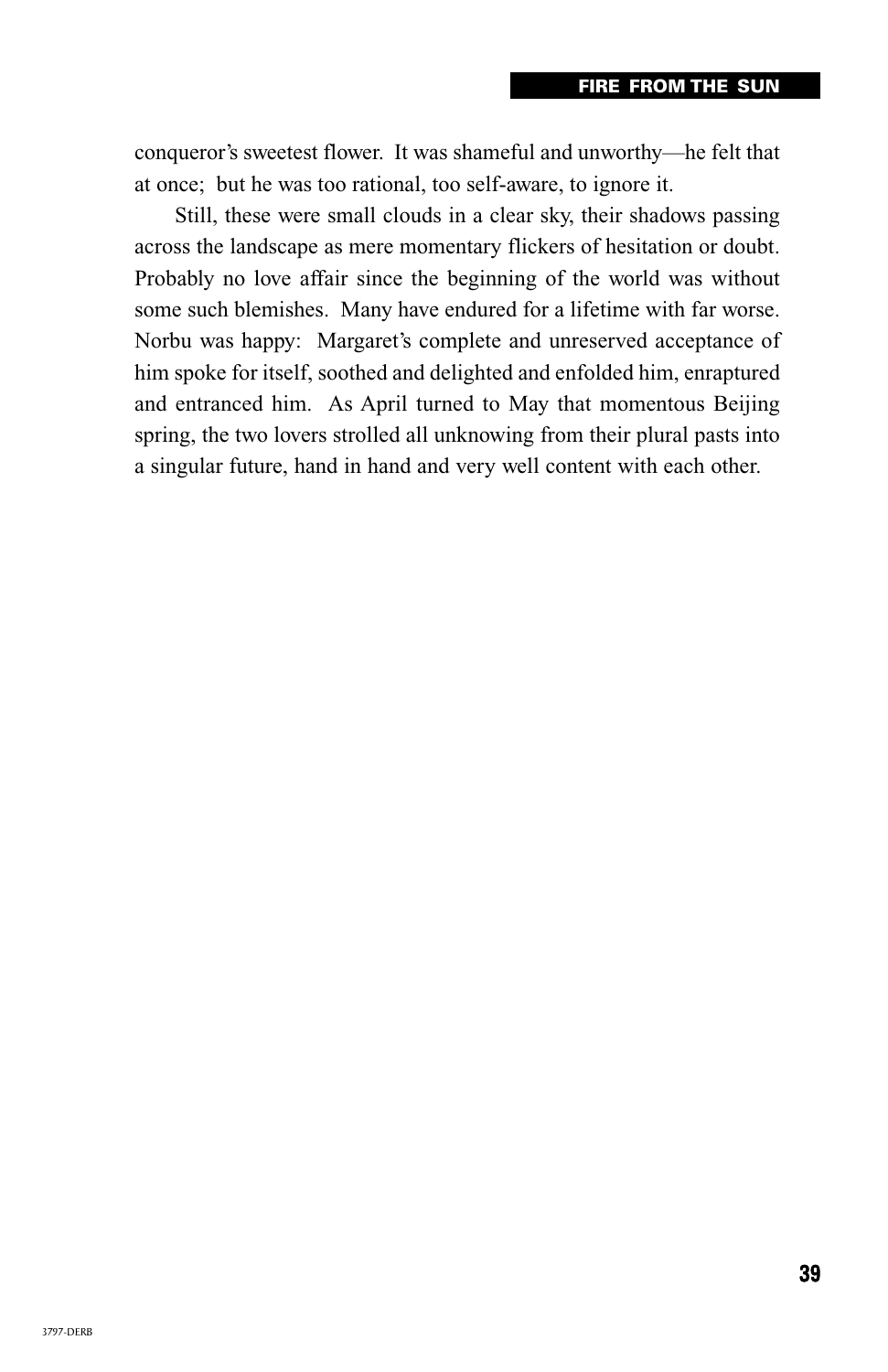conqueror's sweetest flower. It was shameful and unworthy—he felt that at once; but he was too rational, too self-aware, to ignore it.

Still, these were small clouds in a clear sky, their shadows passing across the landscape as mere momentary flickers of hesitation or doubt. Probably no love affair since the beginning of the world was without some such blemishes. Many have endured for a lifetime with far worse. Norbu was happy: Margaret's complete and unreserved acceptance of him spoke for itself, soothed and delighted and enfolded him, enraptured and entranced him. As April turned to May that momentous Beijing spring, the two lovers strolled all unknowing from their plural pasts into a singular future, hand in hand and very well content with each other.